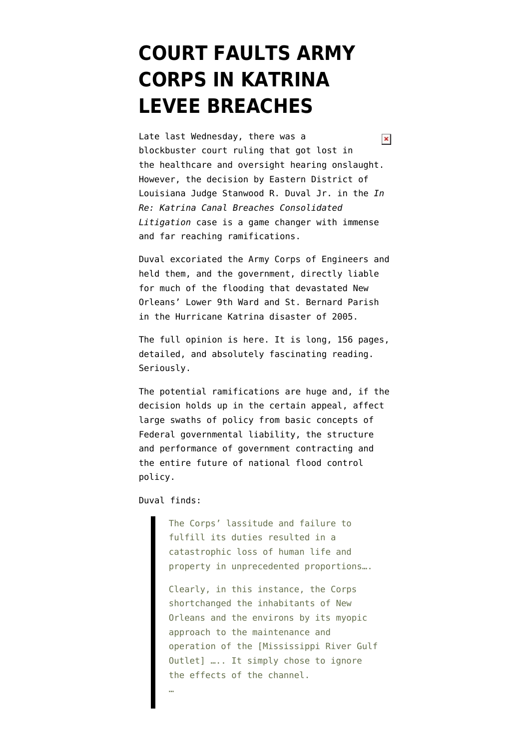# COURT FAULTS ARMY CORPS IN KATRINA LEVEE BREACHES

Late last Wednesday, there was a blockbuster court ruling that got lost in the healthcare and oversight hearing onslaught. However, the decision by Eastern District of Louisiana Judge Stanwood R. Duval Jr. in the *In Re: Katrina Canal Breaches Consolidated Litigation* case is a game changer with immense and far reaching ramifications.

Duval excoriated the Army Corps of Engineers and held them, and the government, directly liable for much of the flooding that devastated New Orleans' Lower 9th Ward and St. Bernard Parish in the Hurricane Katrina disaster of 2005.

The full opinion is here. It is long, 156 pages, detailed, and absolutely fascinating reading. Seriously.

The potential ramifications are huge and, if the decision holds up in the certain appeal, affect large swaths of policy from basic concepts of Federal governmental liability, the structure and performance of government contracting and the entire future of national flood control policy.

Duval finds:

> The Corps' lassitude and failure to fulfill its duties resulted in a catastrophic loss of human life and property in unprecedented proportions….
>
> Clearly, in this instance, the Corps shortchanged the inhabitants of New Orleans and the environs by its myopic approach to the maintenance and operation of the [Mississippi River Gulf Outlet] ….. It simply chose to ignore the effects of the channel.
>
> …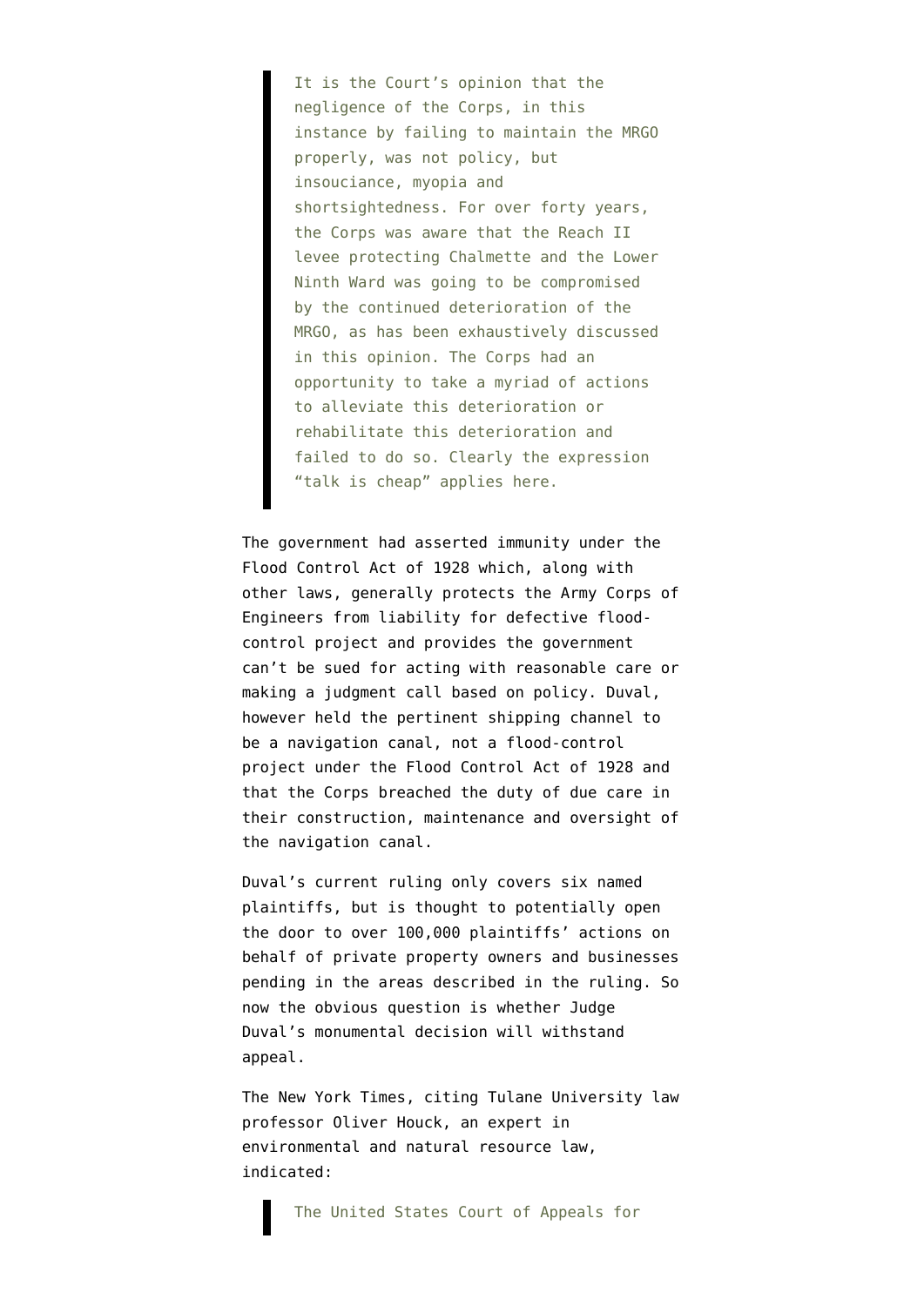> It is the Court's opinion that the negligence of the Corps, in this instance by failing to maintain the MRGO properly, was not policy, but insouciance, myopia and shortsightedness. For over forty years, the Corps was aware that the Reach II levee protecting Chalmette and the Lower Ninth Ward was going to be compromised by the continued deterioration of the MRGO, as has been exhaustively discussed in this opinion. The Corps had an opportunity to take a myriad of actions to alleviate this deterioration or rehabilitate this deterioration and failed to do so. Clearly the expression "talk is cheap" applies here.

The government had asserted immunity under the Flood Control Act of 1928 which, along with other laws, generally protects the Army Corps of Engineers from liability for defective flood-control project and provides the government can't be sued for acting with reasonable care or making a judgment call based on policy. Duval, however held the pertinent shipping channel to be a navigation canal, not a flood-control project under the Flood Control Act of 1928 and that the Corps breached the duty of due care in their construction, maintenance and oversight of the navigation canal.

Duval's current ruling only covers six named plaintiffs, but is thought to potentially open the door to over 100,000 plaintiffs' actions on behalf of private property owners and businesses pending in the areas described in the ruling. So now the obvious question is whether Judge Duval's monumental decision will withstand appeal.

The New York Times, citing Tulane University law professor Oliver Houck, an expert in environmental and natural resource law, indicated:

> The United States Court of Appeals for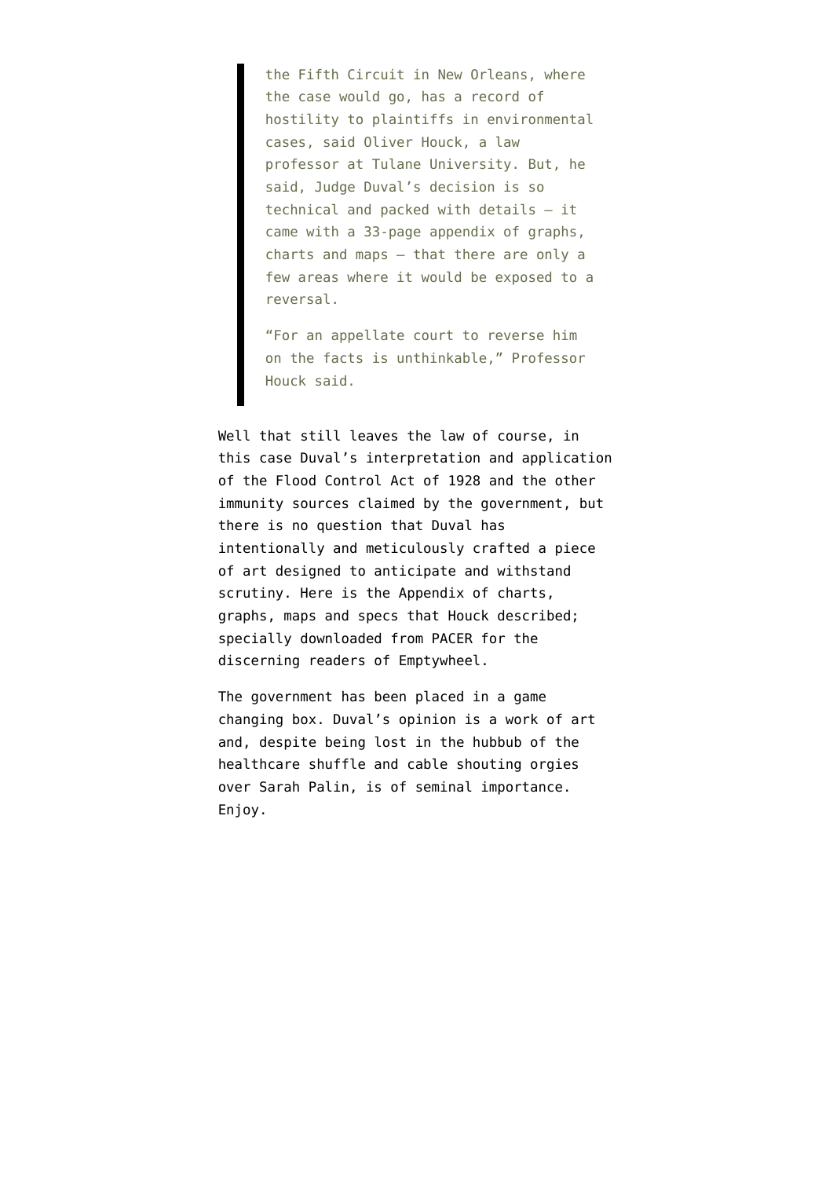> the Fifth Circuit in New Orleans, where the case would go, has a record of hostility to plaintiffs in environmental cases, said Oliver Houck, a law professor at Tulane University. But, he said, Judge Duval's decision is so technical and packed with details — it came with a 33-page appendix of graphs, charts and maps — that there are only a few areas where it would be exposed to a reversal.
>
> "For an appellate court to reverse him on the facts is unthinkable," Professor Houck said.

Well that still leaves the law of course, in this case Duval's interpretation and application of the Flood Control Act of 1928 and the other immunity sources claimed by the government, but there is no question that Duval has intentionally and meticulously crafted a piece of art designed to anticipate and withstand scrutiny. Here is the Appendix of charts, graphs, maps and specs that Houck described; specially downloaded from PACER for the discerning readers of Emptywheel.

The government has been placed in a game changing box. Duval's opinion is a work of art and, despite being lost in the hubbub of the healthcare shuffle and cable shouting orgies over Sarah Palin, is of seminal importance. Enjoy.